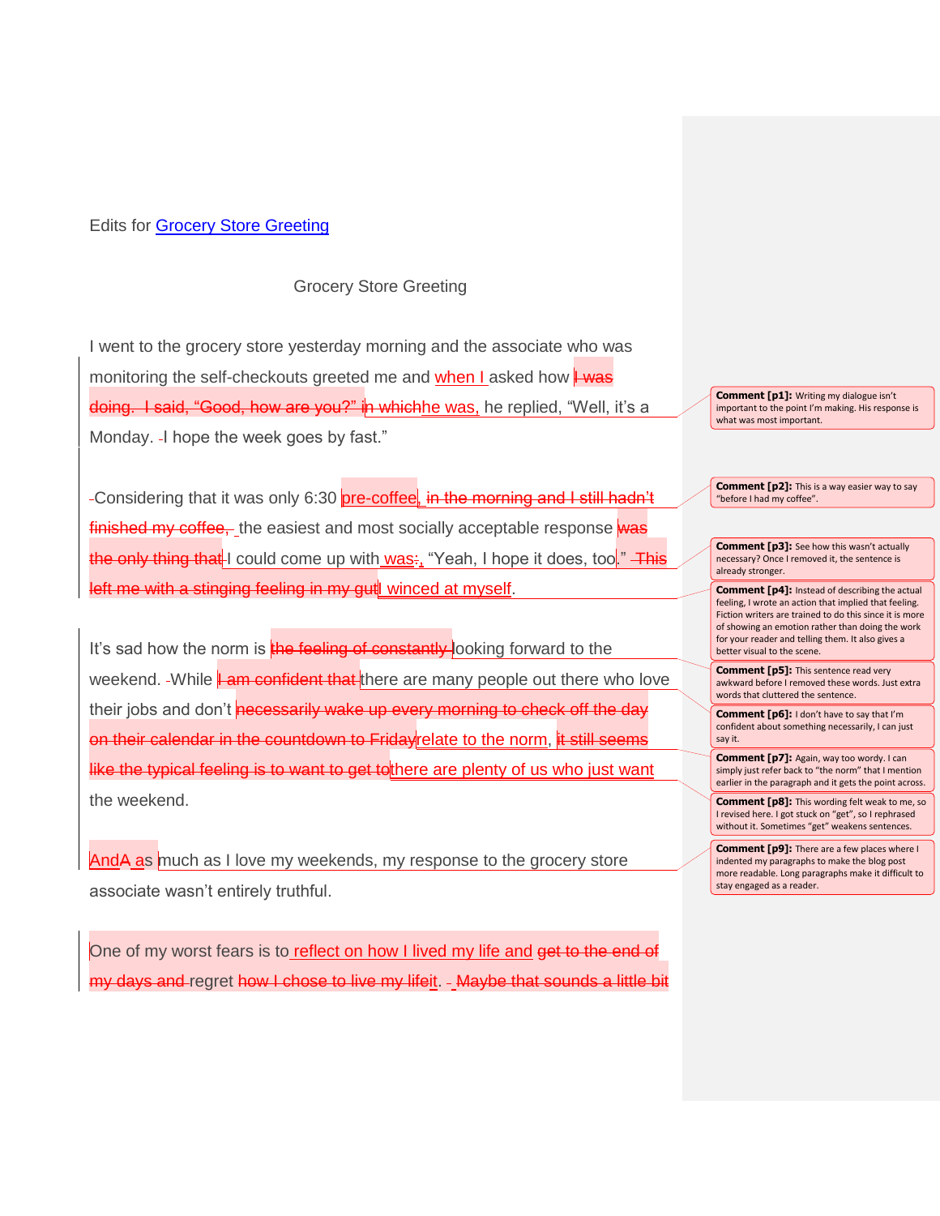Edits for Grocery Store Greeting

Grocery Store Greeting

I went to the grocery store yesterday morning and the associate who was monitoring the self-checkouts greeted me and when I asked how ~~I was doing. I said, "Good, how are you?" in which~~he was, he replied, "Well, it's a Monday. I hope the week goes by fast."

Considering that it was only 6:30 pre-coffee~~, in the morning and I still hadn't finished my coffee,~~ the easiest and most socially acceptable response ~~was the only thing that~~ I could come up with was~~:~~, "Yeah, I hope it does, too." ~~This left me with a stinging feeling in my gut~~ I winced at myself.

It's sad how the norm is ~~the feeling of constantly~~ looking forward to the weekend. While ~~I am confident that~~ there are many people out there who love their jobs and don't ~~necessarily wake up every morning to check off the day on their calendar in the countdown to Friday~~relate to the norm, ~~it still seems like the typical feeling is to want to get to~~there are plenty of us who just want the weekend.

And~~A~~ as much as I love my weekends, my response to the grocery store associate wasn't entirely truthful.

One of my worst fears is to reflect on how I lived my life and ~~get to the end of my days and~~ regret ~~how I chose to live my life~~it. ~~Maybe that sounds a little bit~~

**Comment [p1]:** Writing my dialogue isn't important to the point I'm making. His response is what was most important.

**Comment [p2]:** This is a way easier way to say "before I had my coffee".

**Comment [p3]:** See how this wasn't actually necessary? Once I removed it, the sentence is already stronger.

**Comment [p4]:** Instead of describing the actual feeling, I wrote an action that implied that feeling. Fiction writers are trained to do this since it is more of showing an emotion rather than doing the work for your reader and telling them. It also gives a better visual to the scene.

**Comment [p5]:** This sentence read very awkward before I removed these words. Just extra words that cluttered the sentence.

**Comment [p6]:** I don't have to say that I'm confident about something necessarily, I can just say it.

**Comment [p7]:** Again, way too wordy. I can simply just refer back to "the norm" that I mention earlier in the paragraph and it gets the point across.

**Comment [p8]:** This wording felt weak to me, so I revised here. I got stuck on "get", so I rephrased without it. Sometimes "get" weakens sentences.

**Comment [p9]:** There are a few places where I indented my paragraphs to make the blog post more readable. Long paragraphs make it difficult to stay engaged as a reader.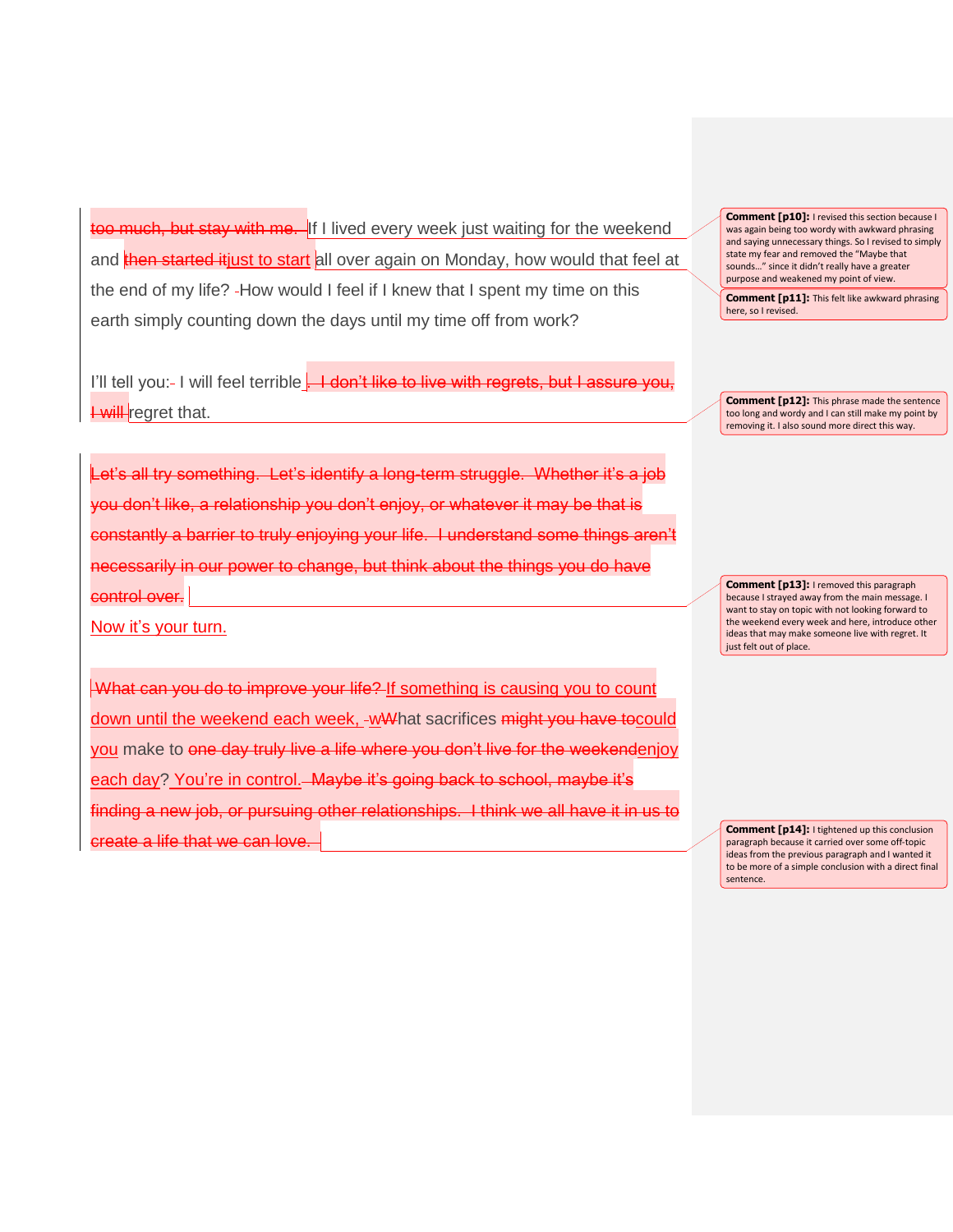~~too much, but stay with me.~~ If I lived every week just waiting for the weekend and ~~then started it~~just to start all over again on Monday, how would that feel at the end of my life? How would I feel if I knew that I spent my time on this earth simply counting down the days until my time off from work?

I'll tell you: I will feel terrible~~. I don't like to live with regrets, but I assure you, I will~~ regret that.

~~Let's all try something. Let's identify a long-term struggle. Whether it's a job you don't like, a relationship you don't enjoy, or whatever it may be that is constantly a barrier to truly enjoying your life. I understand some things aren't necessarily in our power to change, but think about the things you do have control over.~~

Now it's your turn.

~~What can you do to improve your life?~~ If something is causing you to count down until the weekend each week, ~~w~~What sacrifices ~~might you have to~~could you make to ~~one day truly live a life where you don't live for the weekend~~enjoy each day? You're in control. ~~Maybe it's going back to school, maybe it's finding a new job, or pursuing other relationships. I think we all have it in us to create a life that we can love.~~

**Comment [p10]:** I revised this section because I was again being too wordy with awkward phrasing and saying unnecessary things. So I revised to simply state my fear and removed the "Maybe that sounds…" since it didn't really have a greater purpose and weakened my point of view.

**Comment [p11]:** This felt like awkward phrasing here, so I revised.

**Comment [p12]:** This phrase made the sentence too long and wordy and I can still make my point by removing it. I also sound more direct this way.

**Comment [p13]:** I removed this paragraph because I strayed away from the main message. I want to stay on topic with not looking forward to the weekend every week and here, introduce other ideas that may make someone live with regret. It just felt out of place.

**Comment [p14]:** I tightened up this conclusion paragraph because it carried over some off-topic ideas from the previous paragraph and I wanted it to be more of a simple conclusion with a direct final sentence.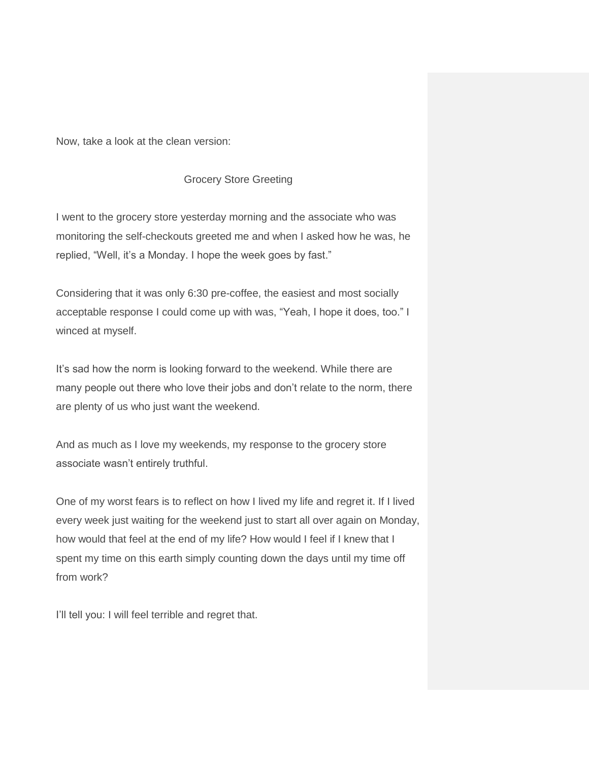Now, take a look at the clean version:

Grocery Store Greeting

I went to the grocery store yesterday morning and the associate who was monitoring the self-checkouts greeted me and when I asked how he was, he replied, "Well, it's a Monday. I hope the week goes by fast."

Considering that it was only 6:30 pre-coffee, the easiest and most socially acceptable response I could come up with was, "Yeah, I hope it does, too." I winced at myself.

It's sad how the norm is looking forward to the weekend. While there are many people out there who love their jobs and don't relate to the norm, there are plenty of us who just want the weekend.

And as much as I love my weekends, my response to the grocery store associate wasn't entirely truthful.

One of my worst fears is to reflect on how I lived my life and regret it. If I lived every week just waiting for the weekend just to start all over again on Monday, how would that feel at the end of my life? How would I feel if I knew that I spent my time on this earth simply counting down the days until my time off from work?

I'll tell you: I will feel terrible and regret that.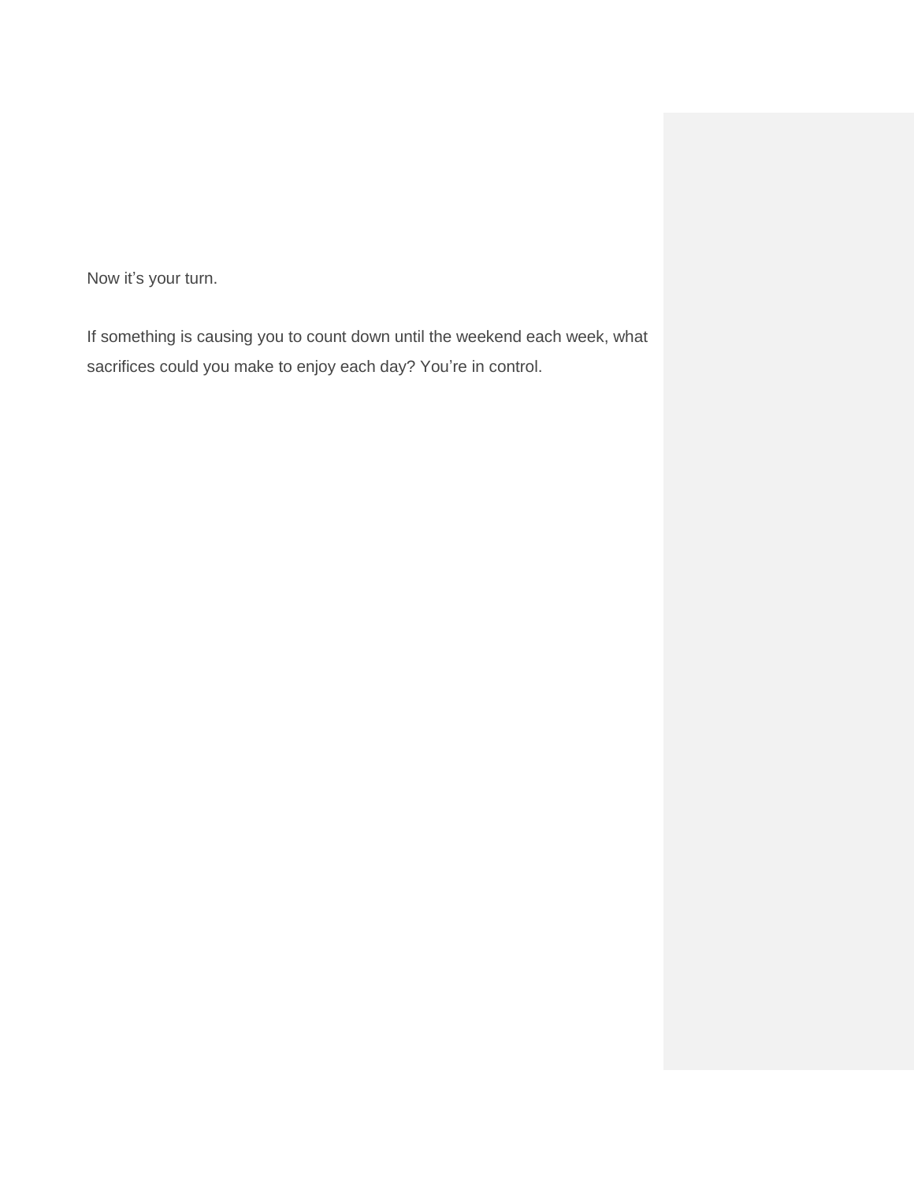Now it’s your turn.

If something is causing you to count down until the weekend each week, what sacrifices could you make to enjoy each day? You’re in control.